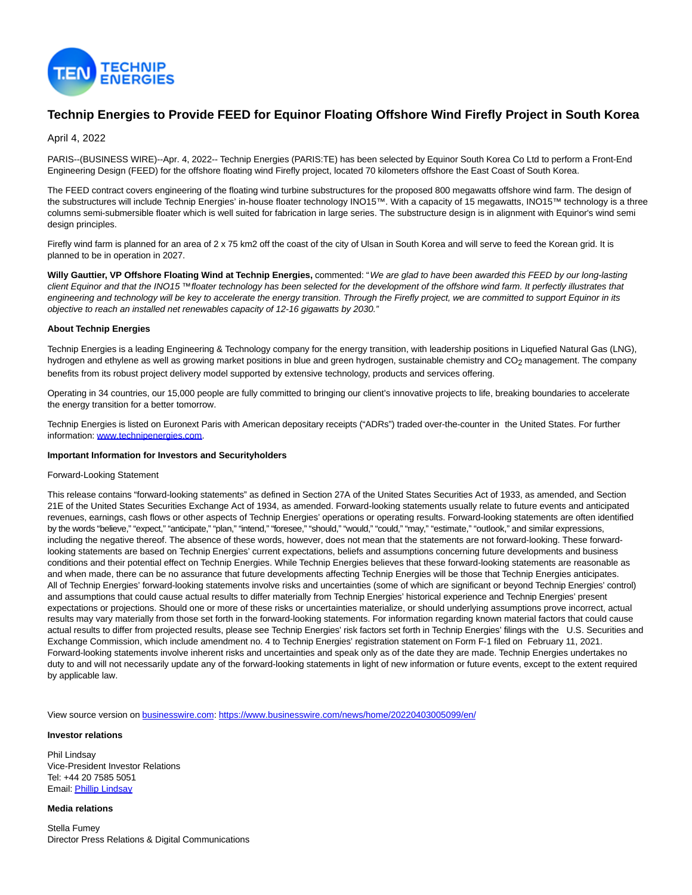# Technip Energies to Provide FEED for Equinor Floating Offshore Wind Firefly Project in South Korea

April 4, 2022

PARIS--(BUSINESS WIRE)--Apr. 4, 2022-- Technip Energies (PARIS:TE) has been selected by Equinor South Korea Co Ltd to perform a Front-End Engineering Design (FEED) for the offshore floating wind Firefly project, located 70 kilometers offshore the East Coast of South Korea.

The FEED contract covers engineering of the floating wind turbine substructures for the proposed 800 megawatts offshore wind farm. The design of the substructures will include Technip Energies' in-house floater technology INO15™. With a capacity of 15 megawatts, INO15™ technology is a three columns semi-submersible floater which is well suited for fabrication in large series. The substructure design is in alignment with Equinor's wind semi design principles.

Firefly wind farm is planned for an area of 2 x 75 km2 off the coast of the city of Ulsan in South Korea and will serve to feed the Korean grid. It is planned to be in operation in 2027.

**Willy Gauttier, VP Offshore Floating Wind at Technip Energies,** commented: "*We are glad to have been awarded this FEED by our long-lasting client Equinor and that the INO15 ™floater technology has been selected for the development of the offshore wind farm. It perfectly illustrates that engineering and technology will be key to accelerate the energy transition. Through the Firefly project, we are committed to support Equinor in its objective to reach an installed net renewables capacity of 12-16 gigawatts by 2030.*"

**About Technip Energies**

Technip Energies is a leading Engineering & Technology company for the energy transition, with leadership positions in Liquefied Natural Gas (LNG), hydrogen and ethylene as well as growing market positions in blue and green hydrogen, sustainable chemistry and $CO_2$ management. The company benefits from its robust project delivery model supported by extensive technology, products and services offering.

Operating in 34 countries, our 15,000 people are fully committed to bringing our client's innovative projects to life, breaking boundaries to accelerate the energy transition for a better tomorrow.

Technip Energies is listed on Euronext Paris with American depositary receipts ("ADRs") traded over-the-counter in the United States. For further information: www.technipenergies.com.

**Important Information for Investors and Securityholders**

Forward-Looking Statement

This release contains "forward-looking statements" as defined in Section 27A of the United States Securities Act of 1933, as amended, and Section 21E of the United States Securities Exchange Act of 1934, as amended. Forward-looking statements usually relate to future events and anticipated revenues, earnings, cash flows or other aspects of Technip Energies' operations or operating results. Forward-looking statements are often identified by the words "believe," "expect," "anticipate," "plan," "intend," "foresee," "should," "would," "could," "may," "estimate," "outlook," and similar expressions, including the negative thereof. The absence of these words, however, does not mean that the statements are not forward-looking. These forward-looking statements are based on Technip Energies' current expectations, beliefs and assumptions concerning future developments and business conditions and their potential effect on Technip Energies. While Technip Energies believes that these forward-looking statements are reasonable as and when made, there can be no assurance that future developments affecting Technip Energies will be those that Technip Energies anticipates. All of Technip Energies' forward-looking statements involve risks and uncertainties (some of which are significant or beyond Technip Energies' control) and assumptions that could cause actual results to differ materially from Technip Energies' historical experience and Technip Energies' present expectations or projections. Should one or more of these risks or uncertainties materialize, or should underlying assumptions prove incorrect, actual results may vary materially from those set forth in the forward-looking statements. For information regarding known material factors that could cause actual results to differ from projected results, please see Technip Energies' risk factors set forth in Technip Energies' filings with the U.S. Securities and Exchange Commission, which include amendment no. 4 to Technip Energies' registration statement on Form F-1 filed on February 11, 2021. Forward-looking statements involve inherent risks and uncertainties and speak only as of the date they are made. Technip Energies undertakes no duty to and will not necessarily update any of the forward-looking statements in light of new information or future events, except to the extent required by applicable law.

View source version on businesswire.com: https://www.businesswire.com/news/home/20220403005099/en/

**Investor relations**

Phil Lindsay
Vice-President Investor Relations
Tel: +44 20 7585 5051
Email: Phillip Lindsay

**Media relations**

Stella Fumey
Director Press Relations & Digital Communications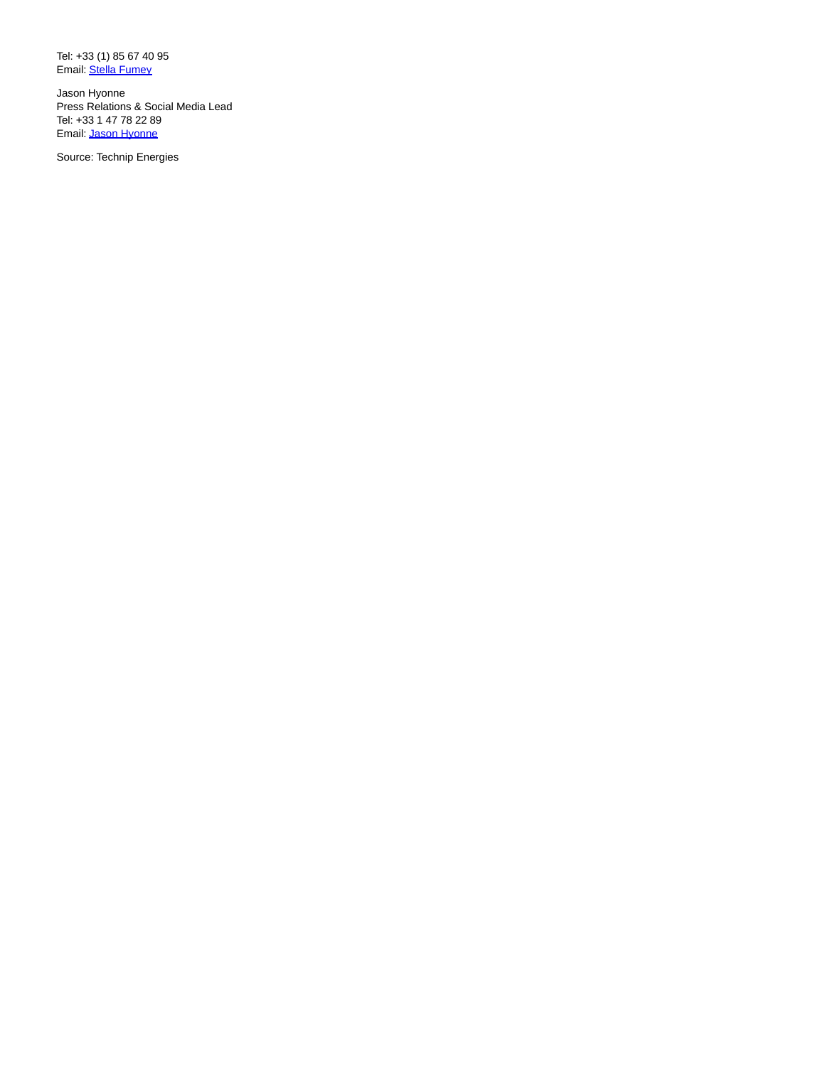Tel: +33 (1) 85 67 40 95
Email: Stella Fumey

Jason Hyonne
Press Relations & Social Media Lead
Tel: +33 1 47 78 22 89
Email: Jason Hyonne

Source: Technip Energies